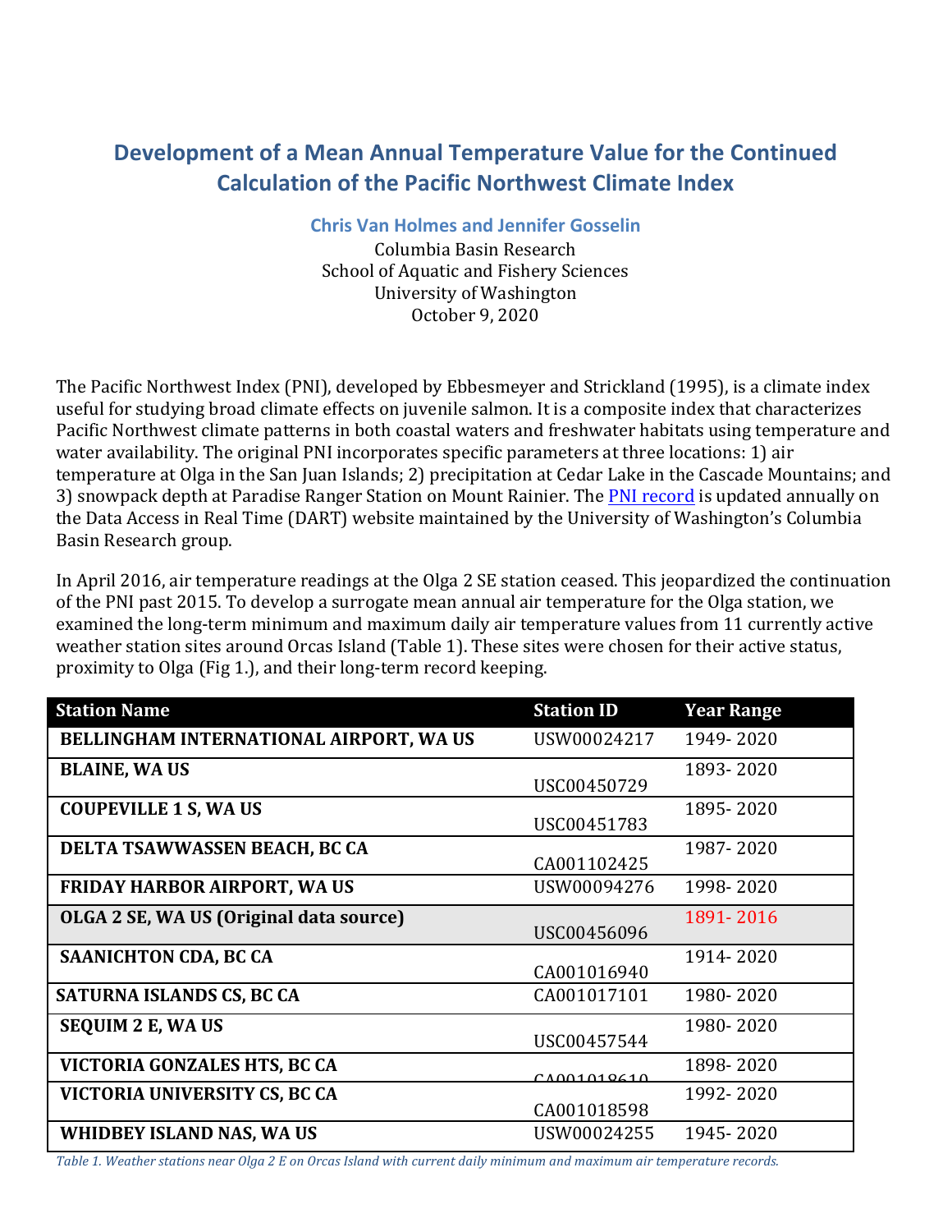# Development of a Mean Annual Temperature Value for the Continued Calculation of the Pacific Northwest Climate Index

**Chris Van Holmes and Jennifer Gosselin**

Columbia Basin Research
School of Aquatic and Fishery Sciences
University of Washington
October 9, 2020

The Pacific Northwest Index (PNI), developed by Ebbesmeyer and Strickland (1995), is a climate index useful for studying broad climate effects on juvenile salmon. It is a composite index that characterizes Pacific Northwest climate patterns in both coastal waters and freshwater habitats using temperature and water availability. The original PNI incorporates specific parameters at three locations: 1) air temperature at Olga in the San Juan Islands; 2) precipitation at Cedar Lake in the Cascade Mountains; and 3) snowpack depth at Paradise Ranger Station on Mount Rainier. The PNI record is updated annually on the Data Access in Real Time (DART) website maintained by the University of Washington's Columbia Basin Research group.

In April 2016, air temperature readings at the Olga 2 SE station ceased. This jeopardized the continuation of the PNI past 2015. To develop a surrogate mean annual air temperature for the Olga station, we examined the long-term minimum and maximum daily air temperature values from 11 currently active weather station sites around Orcas Island (Table 1). These sites were chosen for their active status, proximity to Olga (Fig 1.), and their long-term record keeping.

| Station Name | Station ID | Year Range |
|---|---|---|
| **BELLINGHAM INTERNATIONAL AIRPORT, WA US** | USW00024217 | 1949- 2020 |
| **BLAINE, WA US** | USC00450729 | 1893- 2020 |
| **COUPEVILLE 1 S, WA US** | USC00451783 | 1895- 2020 |
| **DELTA TSAWWASSEN BEACH, BC CA** | CA001102425 | 1987- 2020 |
| **FRIDAY HARBOR AIRPORT, WA US** | USW00094276 | 1998- 2020 |
| **OLGA 2 SE, WA US (Original data source)** | USC00456096 | 1891- 2016 |
| **SAANICHTON CDA, BC CA** | CA001016940 | 1914- 2020 |
| **SATURNA ISLANDS CS, BC CA** | CA001017101 | 1980- 2020 |
| **SEQUIM 2 E, WA US** | USC00457544 | 1980- 2020 |
| **VICTORIA GONZALES HTS, BC CA** | CA001018610 | 1898- 2020 |
| **VICTORIA UNIVERSITY CS, BC CA** | CA001018598 | 1992- 2020 |
| **WHIDBEY ISLAND NAS, WA US** | USW00024255 | 1945- 2020 |

*Table 1. Weather stations near Olga 2 E on Orcas Island with current daily minimum and maximum air temperature records.*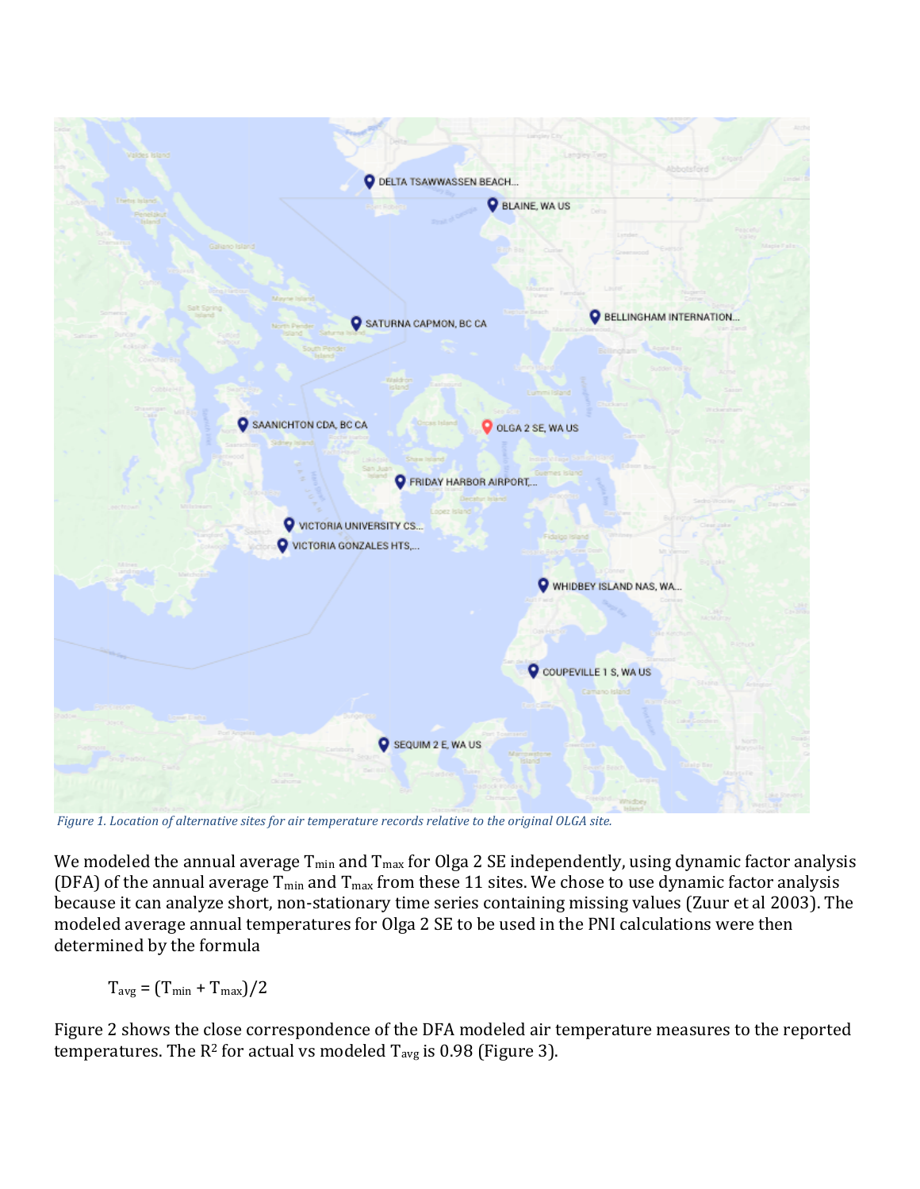*Figure 1. Location of alternative sites for air temperature records relative to the original OLGA site.*

We modeled the annual average $T_{min}$ and $T_{max}$ for Olga 2 SE independently, using dynamic factor analysis (DFA) of the annual average $T_{min}$ and $T_{max}$ from these 11 sites. We chose to use dynamic factor analysis because it can analyze short, non-stationary time series containing missing values (Zuur et al 2003). The modeled average annual temperatures for Olga 2 SE to be used in the PNI calculations were then determined by the formula

$$T_{avg} = (T_{min} + T_{max})/2$$

Figure 2 shows the close correspondence of the DFA modeled air temperature measures to the reported temperatures. The $R^2$ for actual vs modeled $T_{avg}$ is 0.98 (Figure 3).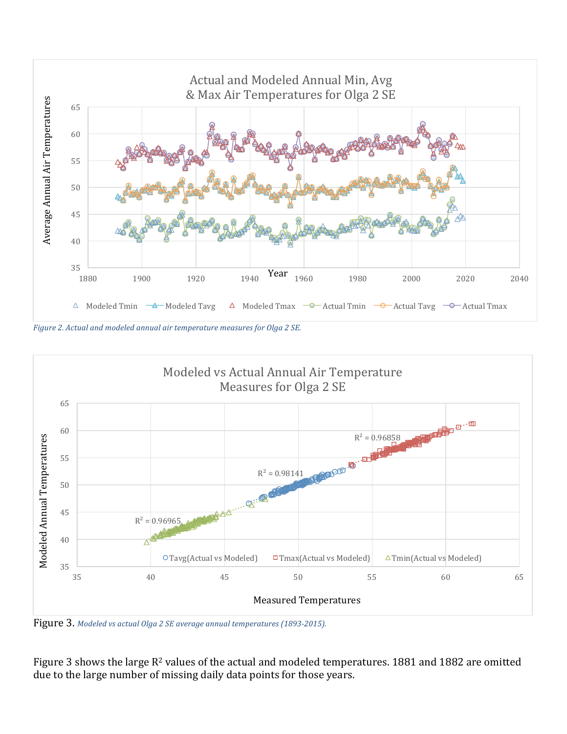Figure 2. *Actual and modeled annual air temperature measures for Olga 2 SE.*

Figure 3. *Modeled vs actual Olga 2 SE average annual temperatures (1893-2015).*

Figure 3 shows the large $R^2$ values of the actual and modeled temperatures. 1881 and 1882 are omitted due to the large number of missing daily data points for those years.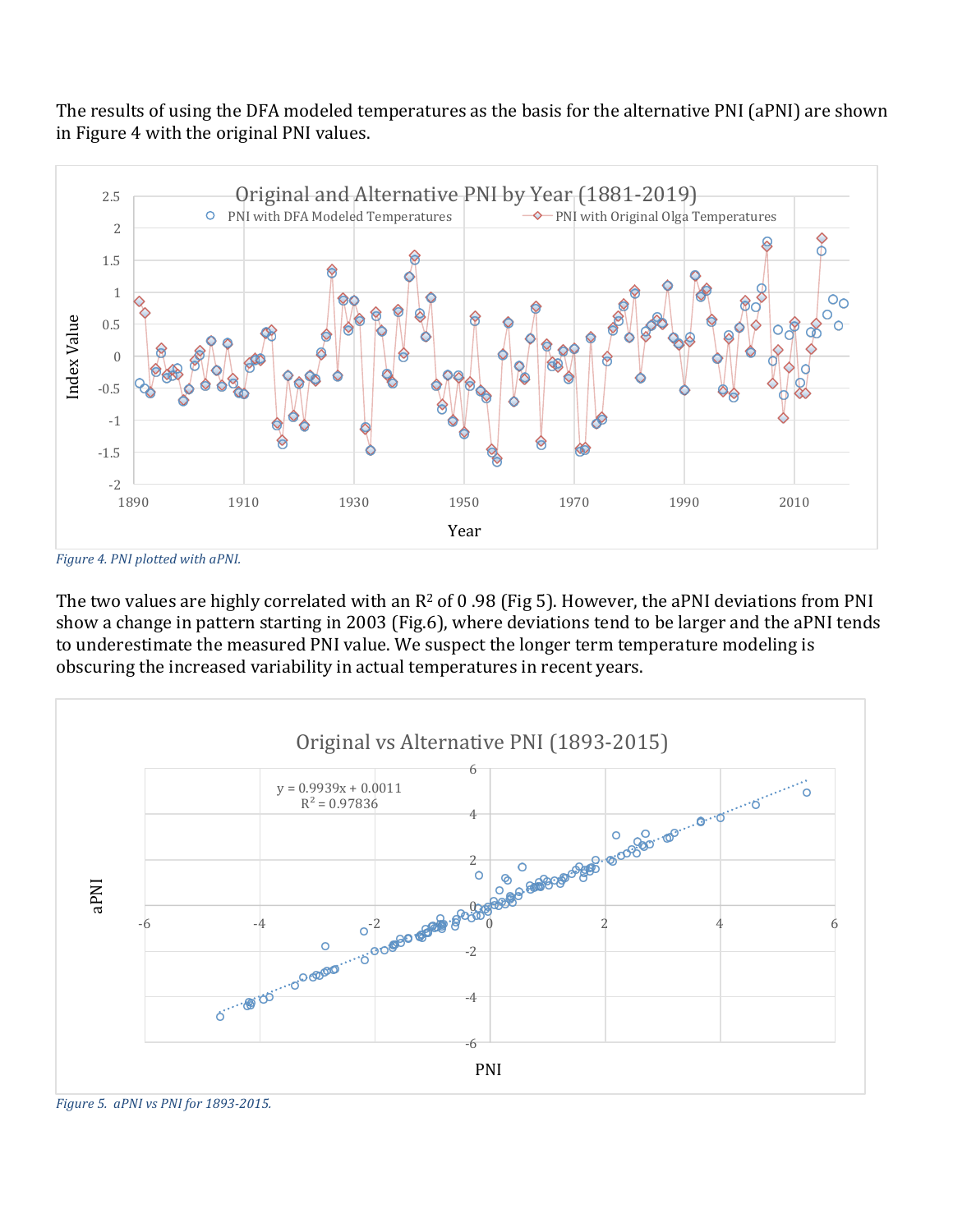The results of using the DFA modeled temperatures as the basis for the alternative PNI (aPNI) are shown in Figure 4 with the original PNI values.

*Figure 4. PNI plotted with aPNI.*

The two values are highly correlated with an $R^2$ of 0 .98 (Fig 5). However, the aPNI deviations from PNI show a change in pattern starting in 2003 (Fig.6), where deviations tend to be larger and the aPNI tends to underestimate the measured PNI value. We suspect the longer term temperature modeling is obscuring the increased variability in actual temperatures in recent years.

*Figure 5. aPNI vs PNI for 1893-2015.*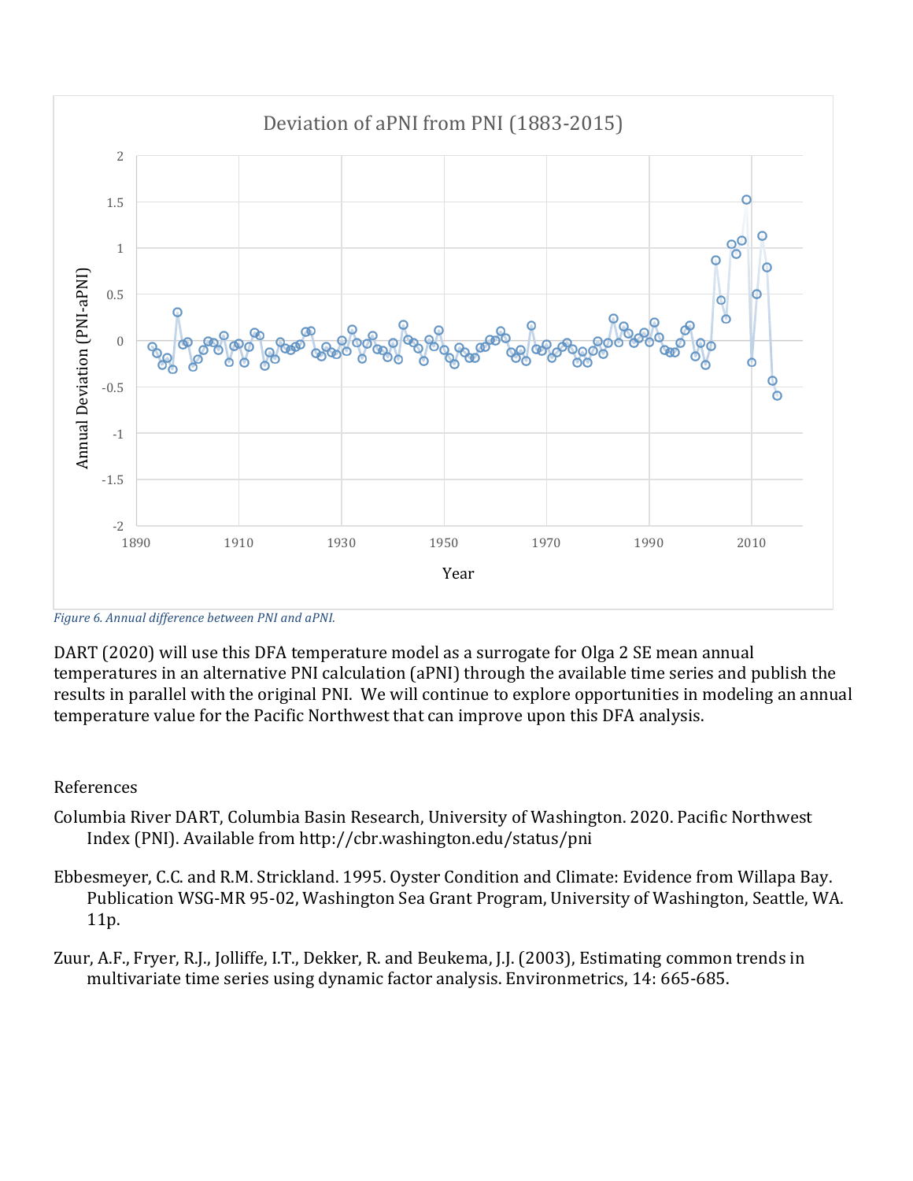Deviation of aPNI from PNI (1883-2015)

Annual Deviation (PNI-aPNI)

2
1.5
1
0.5
0
-0.5
-1
-1.5
-2

1890
1910
1930
1950
1970
1990
2010

Year

*Figure 6. Annual difference between PNI and aPNI.*

DART (2020) will use this DFA temperature model as a surrogate for Olga 2 SE mean annual temperatures in an alternative PNI calculation (aPNI) through the available time series and publish the results in parallel with the original PNI. We will continue to explore opportunities in modeling an annual temperature value for the Pacific Northwest that can improve upon this DFA analysis.

References

Columbia River DART, Columbia Basin Research, University of Washington. 2020. Pacific Northwest Index (PNI). Available from http://cbr.washington.edu/status/pni

Ebbesmeyer, C.C. and R.M. Strickland. 1995. Oyster Condition and Climate: Evidence from Willapa Bay. Publication WSG-MR 95-02, Washington Sea Grant Program, University of Washington, Seattle, WA. 11p.

Zuur, A.F., Fryer, R.J., Jolliffe, I.T., Dekker, R. and Beukema, J.J. (2003), Estimating common trends in multivariate time series using dynamic factor analysis. Environmetrics, 14: 665-685.